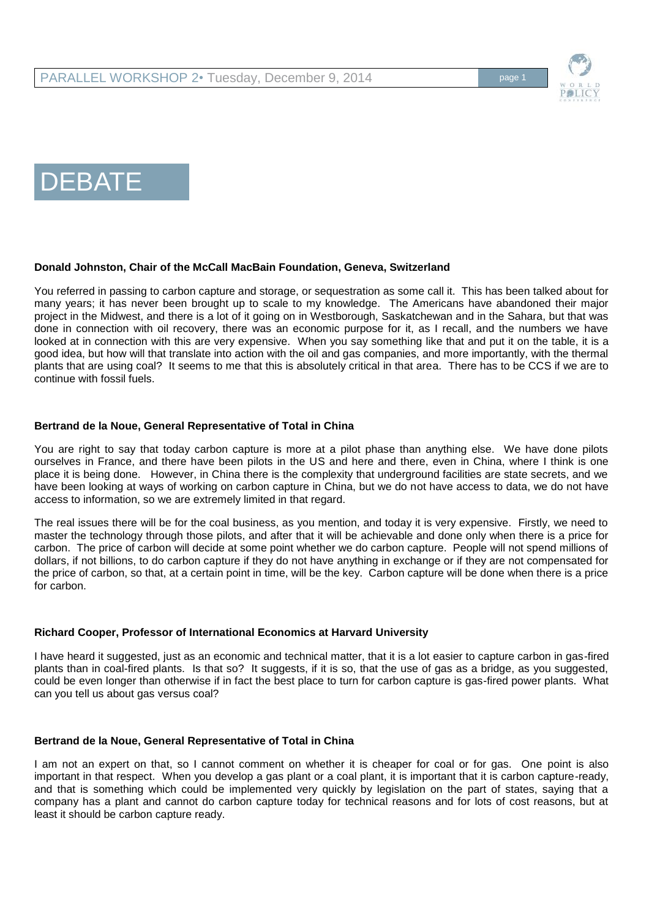# DEBATE

**Donald Johnston, Chair of the McCall MacBain Foundation, Geneva, Switzerland**

You referred in passing to carbon capture and storage, or sequestration as some call it. This has been talked about for many years; it has never been brought up to scale to my knowledge. The Americans have abandoned their major project in the Midwest, and there is a lot of it going on in Westborough, Saskatchewan and in the Sahara, but that was done in connection with oil recovery, there was an economic purpose for it, as I recall, and the numbers we have looked at in connection with this are very expensive. When you say something like that and put it on the table, it is a good idea, but how will that translate into action with the oil and gas companies, and more importantly, with the thermal plants that are using coal? It seems to me that this is absolutely critical in that area. There has to be CCS if we are to continue with fossil fuels.

**Bertrand de la Noue, General Representative of Total in China**

You are right to say that today carbon capture is more at a pilot phase than anything else. We have done pilots ourselves in France, and there have been pilots in the US and here and there, even in China, where I think is one place it is being done. However, in China there is the complexity that underground facilities are state secrets, and we have been looking at ways of working on carbon capture in China, but we do not have access to data, we do not have access to information, so we are extremely limited in that regard.

The real issues there will be for the coal business, as you mention, and today it is very expensive. Firstly, we need to master the technology through those pilots, and after that it will be achievable and done only when there is a price for carbon. The price of carbon will decide at some point whether we do carbon capture. People will not spend millions of dollars, if not billions, to do carbon capture if they do not have anything in exchange or if they are not compensated for the price of carbon, so that, at a certain point in time, will be the key. Carbon capture will be done when there is a price for carbon.

**Richard Cooper, Professor of International Economics at Harvard University**

I have heard it suggested, just as an economic and technical matter, that it is a lot easier to capture carbon in gas-fired plants than in coal-fired plants. Is that so? It suggests, if it is so, that the use of gas as a bridge, as you suggested, could be even longer than otherwise if in fact the best place to turn for carbon capture is gas-fired power plants. What can you tell us about gas versus coal?

**Bertrand de la Noue, General Representative of Total in China**

I am not an expert on that, so I cannot comment on whether it is cheaper for coal or for gas. One point is also important in that respect. When you develop a gas plant or a coal plant, it is important that it is carbon capture-ready, and that is something which could be implemented very quickly by legislation on the part of states, saying that a company has a plant and cannot do carbon capture today for technical reasons and for lots of cost reasons, but at least it should be carbon capture ready.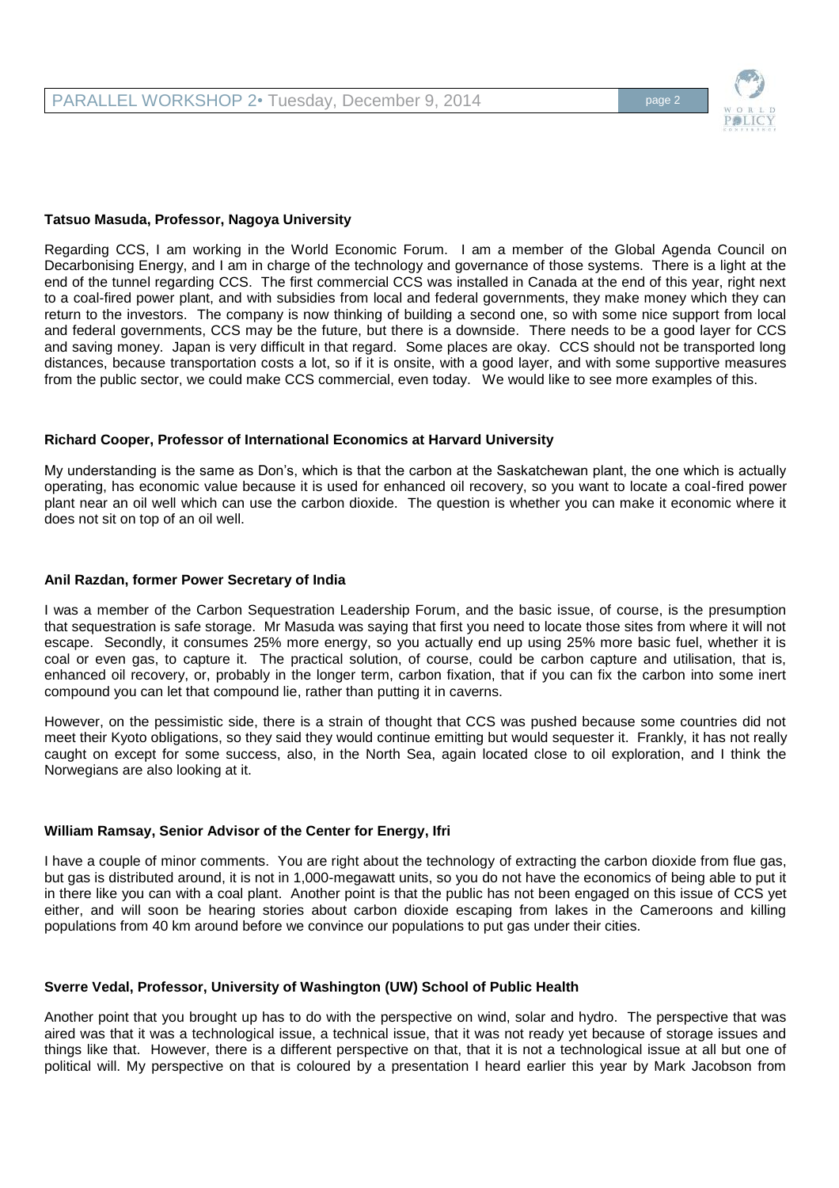**Tatsuo Masuda, Professor, Nagoya University**

Regarding CCS, I am working in the World Economic Forum. I am a member of the Global Agenda Council on Decarbonising Energy, and I am in charge of the technology and governance of those systems. There is a light at the end of the tunnel regarding CCS. The first commercial CCS was installed in Canada at the end of this year, right next to a coal-fired power plant, and with subsidies from local and federal governments, they make money which they can return to the investors. The company is now thinking of building a second one, so with some nice support from local and federal governments, CCS may be the future, but there is a downside. There needs to be a good layer for CCS and saving money. Japan is very difficult in that regard. Some places are okay. CCS should not be transported long distances, because transportation costs a lot, so if it is onsite, with a good layer, and with some supportive measures from the public sector, we could make CCS commercial, even today. We would like to see more examples of this.

**Richard Cooper, Professor of International Economics at Harvard University**

My understanding is the same as Don's, which is that the carbon at the Saskatchewan plant, the one which is actually operating, has economic value because it is used for enhanced oil recovery, so you want to locate a coal-fired power plant near an oil well which can use the carbon dioxide. The question is whether you can make it economic where it does not sit on top of an oil well.

**Anil Razdan, former Power Secretary of India**

I was a member of the Carbon Sequestration Leadership Forum, and the basic issue, of course, is the presumption that sequestration is safe storage. Mr Masuda was saying that first you need to locate those sites from where it will not escape. Secondly, it consumes 25% more energy, so you actually end up using 25% more basic fuel, whether it is coal or even gas, to capture it. The practical solution, of course, could be carbon capture and utilisation, that is, enhanced oil recovery, or, probably in the longer term, carbon fixation, that if you can fix the carbon into some inert compound you can let that compound lie, rather than putting it in caverns.

However, on the pessimistic side, there is a strain of thought that CCS was pushed because some countries did not meet their Kyoto obligations, so they said they would continue emitting but would sequester it. Frankly, it has not really caught on except for some success, also, in the North Sea, again located close to oil exploration, and I think the Norwegians are also looking at it.

**William Ramsay, Senior Advisor of the Center for Energy, Ifri**

I have a couple of minor comments. You are right about the technology of extracting the carbon dioxide from flue gas, but gas is distributed around, it is not in 1,000-megawatt units, so you do not have the economics of being able to put it in there like you can with a coal plant. Another point is that the public has not been engaged on this issue of CCS yet either, and will soon be hearing stories about carbon dioxide escaping from lakes in the Cameroons and killing populations from 40 km around before we convince our populations to put gas under their cities.

**Sverre Vedal, Professor, University of Washington (UW) School of Public Health**

Another point that you brought up has to do with the perspective on wind, solar and hydro. The perspective that was aired was that it was a technological issue, a technical issue, that it was not ready yet because of storage issues and things like that. However, there is a different perspective on that, that it is not a technological issue at all but one of political will. My perspective on that is coloured by a presentation I heard earlier this year by Mark Jacobson from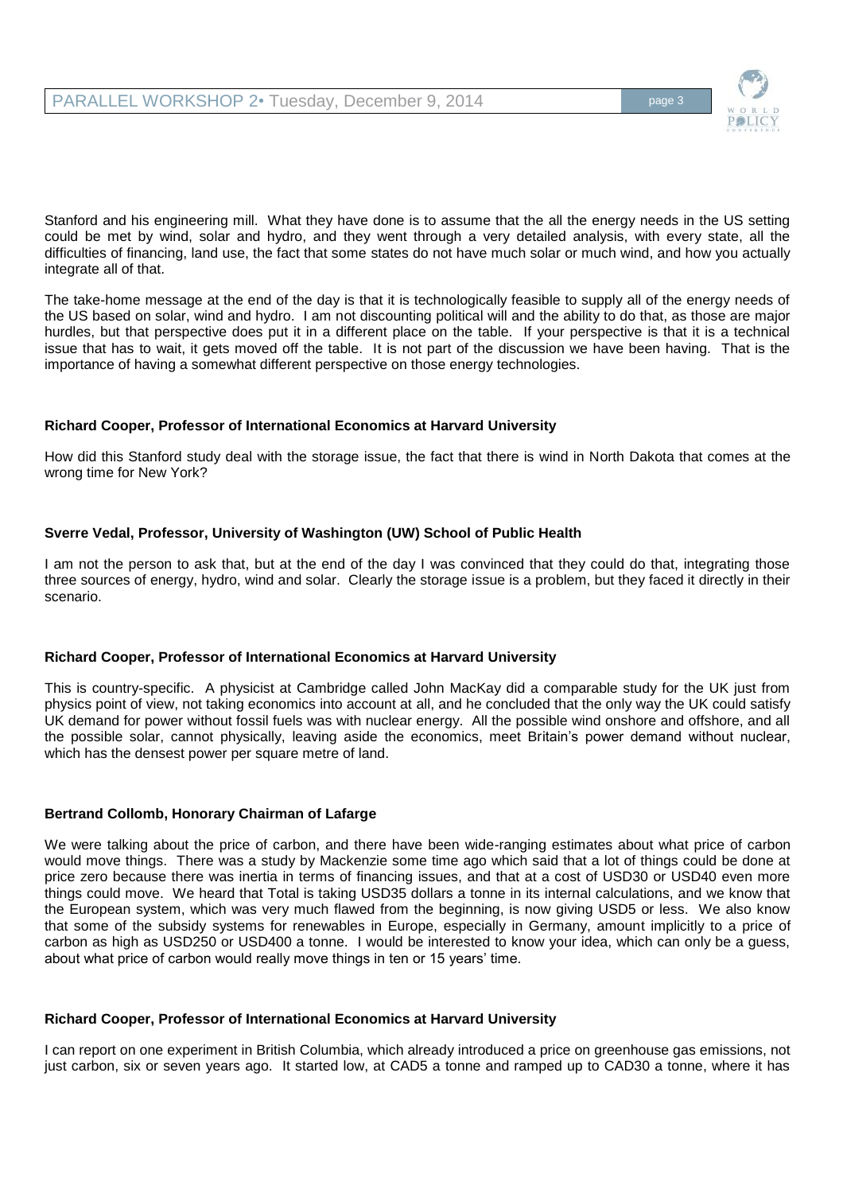Stanford and his engineering mill. What they have done is to assume that the all the energy needs in the US setting could be met by wind, solar and hydro, and they went through a very detailed analysis, with every state, all the difficulties of financing, land use, the fact that some states do not have much solar or much wind, and how you actually integrate all of that.

The take-home message at the end of the day is that it is technologically feasible to supply all of the energy needs of the US based on solar, wind and hydro. I am not discounting political will and the ability to do that, as those are major hurdles, but that perspective does put it in a different place on the table. If your perspective is that it is a technical issue that has to wait, it gets moved off the table. It is not part of the discussion we have been having. That is the importance of having a somewhat different perspective on those energy technologies.

**Richard Cooper, Professor of International Economics at Harvard University**

How did this Stanford study deal with the storage issue, the fact that there is wind in North Dakota that comes at the wrong time for New York?

**Sverre Vedal, Professor, University of Washington (UW) School of Public Health**

I am not the person to ask that, but at the end of the day I was convinced that they could do that, integrating those three sources of energy, hydro, wind and solar. Clearly the storage issue is a problem, but they faced it directly in their scenario.

**Richard Cooper, Professor of International Economics at Harvard University**

This is country-specific. A physicist at Cambridge called John MacKay did a comparable study for the UK just from physics point of view, not taking economics into account at all, and he concluded that the only way the UK could satisfy UK demand for power without fossil fuels was with nuclear energy. All the possible wind onshore and offshore, and all the possible solar, cannot physically, leaving aside the economics, meet Britain's power demand without nuclear, which has the densest power per square metre of land.

**Bertrand Collomb, Honorary Chairman of Lafarge**

We were talking about the price of carbon, and there have been wide-ranging estimates about what price of carbon would move things. There was a study by Mackenzie some time ago which said that a lot of things could be done at price zero because there was inertia in terms of financing issues, and that at a cost of USD30 or USD40 even more things could move. We heard that Total is taking USD35 dollars a tonne in its internal calculations, and we know that the European system, which was very much flawed from the beginning, is now giving USD5 or less. We also know that some of the subsidy systems for renewables in Europe, especially in Germany, amount implicitly to a price of carbon as high as USD250 or USD400 a tonne. I would be interested to know your idea, which can only be a guess, about what price of carbon would really move things in ten or 15 years' time.

**Richard Cooper, Professor of International Economics at Harvard University**

I can report on one experiment in British Columbia, which already introduced a price on greenhouse gas emissions, not just carbon, six or seven years ago. It started low, at CAD5 a tonne and ramped up to CAD30 a tonne, where it has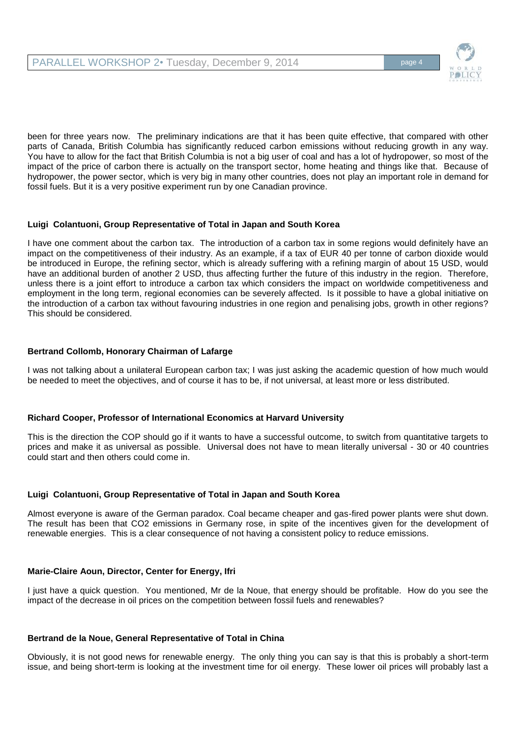been for three years now. The preliminary indications are that it has been quite effective, that compared with other parts of Canada, British Columbia has significantly reduced carbon emissions without reducing growth in any way. You have to allow for the fact that British Columbia is not a big user of coal and has a lot of hydropower, so most of the impact of the price of carbon there is actually on the transport sector, home heating and things like that. Because of hydropower, the power sector, which is very big in many other countries, does not play an important role in demand for fossil fuels. But it is a very positive experiment run by one Canadian province.

**Luigi Colantuoni, Group Representative of Total in Japan and South Korea**

I have one comment about the carbon tax. The introduction of a carbon tax in some regions would definitely have an impact on the competitiveness of their industry. As an example, if a tax of EUR 40 per tonne of carbon dioxide would be introduced in Europe, the refining sector, which is already suffering with a refining margin of about 15 USD, would have an additional burden of another 2 USD, thus affecting further the future of this industry in the region. Therefore, unless there is a joint effort to introduce a carbon tax which considers the impact on worldwide competitiveness and employment in the long term, regional economies can be severely affected. Is it possible to have a global initiative on the introduction of a carbon tax without favouring industries in one region and penalising jobs, growth in other regions? This should be considered.

**Bertrand Collomb, Honorary Chairman of Lafarge**

I was not talking about a unilateral European carbon tax; I was just asking the academic question of how much would be needed to meet the objectives, and of course it has to be, if not universal, at least more or less distributed.

**Richard Cooper, Professor of International Economics at Harvard University**

This is the direction the COP should go if it wants to have a successful outcome, to switch from quantitative targets to prices and make it as universal as possible. Universal does not have to mean literally universal - 30 or 40 countries could start and then others could come in.

**Luigi Colantuoni, Group Representative of Total in Japan and South Korea**

Almost everyone is aware of the German paradox. Coal became cheaper and gas-fired power plants were shut down. The result has been that $CO_2$ emissions in Germany rose, in spite of the incentives given for the development of renewable energies. This is a clear consequence of not having a consistent policy to reduce emissions.

**Marie-Claire Aoun, Director, Center for Energy, Ifri**

I just have a quick question. You mentioned, Mr de la Noue, that energy should be profitable. How do you see the impact of the decrease in oil prices on the competition between fossil fuels and renewables?

**Bertrand de la Noue, General Representative of Total in China**

Obviously, it is not good news for renewable energy. The only thing you can say is that this is probably a short-term issue, and being short-term is looking at the investment time for oil energy. These lower oil prices will probably last a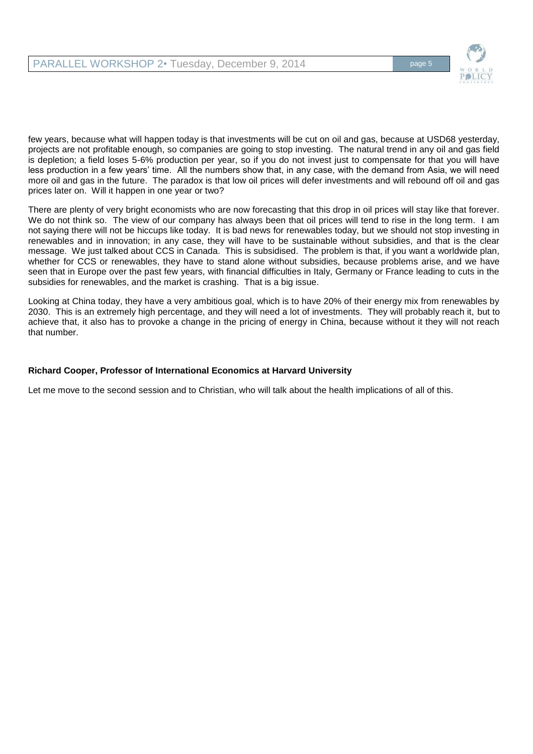few years, because what will happen today is that investments will be cut on oil and gas, because at USD68 yesterday, projects are not profitable enough, so companies are going to stop investing. The natural trend in any oil and gas field is depletion; a field loses 5-6% production per year, so if you do not invest just to compensate for that you will have less production in a few years' time. All the numbers show that, in any case, with the demand from Asia, we will need more oil and gas in the future. The paradox is that low oil prices will defer investments and will rebound off oil and gas prices later on. Will it happen in one year or two?

There are plenty of very bright economists who are now forecasting that this drop in oil prices will stay like that forever. We do not think so. The view of our company has always been that oil prices will tend to rise in the long term. I am not saying there will not be hiccups like today. It is bad news for renewables today, but we should not stop investing in renewables and in innovation; in any case, they will have to be sustainable without subsidies, and that is the clear message. We just talked about CCS in Canada. This is subsidised. The problem is that, if you want a worldwide plan, whether for CCS or renewables, they have to stand alone without subsidies, because problems arise, and we have seen that in Europe over the past few years, with financial difficulties in Italy, Germany or France leading to cuts in the subsidies for renewables, and the market is crashing. That is a big issue.

Looking at China today, they have a very ambitious goal, which is to have 20% of their energy mix from renewables by 2030. This is an extremely high percentage, and they will need a lot of investments. They will probably reach it, but to achieve that, it also has to provoke a change in the pricing of energy in China, because without it they will not reach that number.

**Richard Cooper, Professor of International Economics at Harvard University**

Let me move to the second session and to Christian, who will talk about the health implications of all of this.